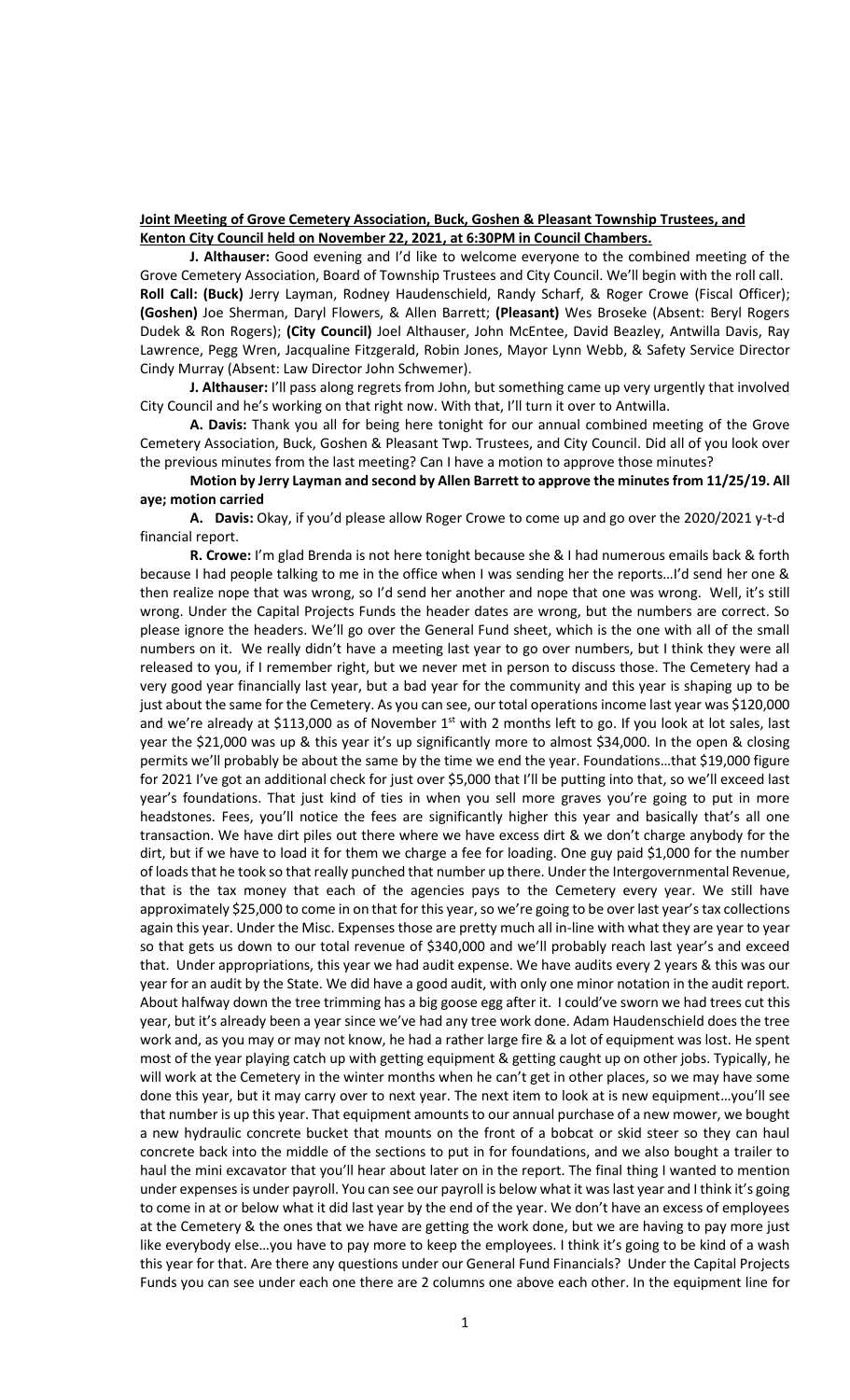**Joint Meeting of Grove Cemetery Association, Buck, Goshen & Pleasant Township Trustees, and Kenton City Council held on November 22, 2021, at 6:30PM in Council Chambers.**

**J. Althauser:** Good evening and I'd like to welcome everyone to the combined meeting of the Grove Cemetery Association, Board of Township Trustees and City Council. We'll begin with the roll call.

**Roll Call: (Buck)** Jerry Layman, Rodney Haudenschield, Randy Scharf, & Roger Crowe (Fiscal Officer); **(Goshen)** Joe Sherman, Daryl Flowers, & Allen Barrett; **(Pleasant)** Wes Broseke (Absent: Beryl Rogers Dudek & Ron Rogers); **(City Council)** Joel Althauser, John McEntee, David Beazley, Antwilla Davis, Ray Lawrence, Pegg Wren, Jacqualine Fitzgerald, Robin Jones, Mayor Lynn Webb, & Safety Service Director Cindy Murray (Absent: Law Director John Schwemer).

**J. Althauser:** I'll pass along regrets from John, but something came up very urgently that involved City Council and he's working on that right now. With that, I'll turn it over to Antwilla.

**A. Davis:** Thank you all for being here tonight for our annual combined meeting of the Grove Cemetery Association, Buck, Goshen & Pleasant Twp. Trustees, and City Council. Did all of you look over the previous minutes from the last meeting? Can I have a motion to approve those minutes?

**Motion by Jerry Layman and second by Allen Barrett to approve the minutes from 11/25/19. All aye; motion carried**

**A. Davis:** Okay, if you'd please allow Roger Crowe to come up and go over the 2020/2021 y-t-d financial report.

**R. Crowe:** I'm glad Brenda is not here tonight because she & I had numerous emails back & forth because I had people talking to me in the office when I was sending her the reports…I'd send her one & then realize nope that was wrong, so I'd send her another and nope that one was wrong. Well, it's still wrong. Under the Capital Projects Funds the header dates are wrong, but the numbers are correct. So please ignore the headers. We'll go over the General Fund sheet, which is the one with all of the small numbers on it. We really didn't have a meeting last year to go over numbers, but I think they were all released to you, if I remember right, but we never met in person to discuss those. The Cemetery had a very good year financially last year, but a bad year for the community and this year is shaping up to be just about the same for the Cemetery. As you can see, our total operations income last year was $120,000 and we're already at $113,000 as of November 1st with 2 months left to go. If you look at lot sales, last year the $21,000 was up & this year it's up significantly more to almost $34,000. In the open & closing permits we'll probably be about the same by the time we end the year. Foundations…that $19,000 figure for 2021 I've got an additional check for just over $5,000 that I'll be putting into that, so we'll exceed last year's foundations. That just kind of ties in when you sell more graves you're going to put in more headstones. Fees, you'll notice the fees are significantly higher this year and basically that's all one transaction. We have dirt piles out there where we have excess dirt & we don't charge anybody for the dirt, but if we have to load it for them we charge a fee for loading. One guy paid $1,000 for the number of loads that he took so that really punched that number up there. Under the Intergovernmental Revenue, that is the tax money that each of the agencies pays to the Cemetery every year. We still have approximately $25,000 to come in on that for this year, so we're going to be over last year's tax collections again this year. Under the Misc. Expenses those are pretty much all in-line with what they are year to year so that gets us down to our total revenue of $340,000 and we'll probably reach last year's and exceed that. Under appropriations, this year we had audit expense. We have audits every 2 years & this was our year for an audit by the State. We did have a good audit, with only one minor notation in the audit report. About halfway down the tree trimming has a big goose egg after it. I could've sworn we had trees cut this year, but it's already been a year since we've had any tree work done. Adam Haudenschield does the tree work and, as you may or may not know, he had a rather large fire & a lot of equipment was lost. He spent most of the year playing catch up with getting equipment & getting caught up on other jobs. Typically, he will work at the Cemetery in the winter months when he can't get in other places, so we may have some done this year, but it may carry over to next year. The next item to look at is new equipment…you'll see that number is up this year. That equipment amounts to our annual purchase of a new mower, we bought a new hydraulic concrete bucket that mounts on the front of a bobcat or skid steer so they can haul concrete back into the middle of the sections to put in for foundations, and we also bought a trailer to haul the mini excavator that you'll hear about later on in the report. The final thing I wanted to mention under expenses is under payroll. You can see our payroll is below what it was last year and I think it's going to come in at or below what it did last year by the end of the year. We don't have an excess of employees at the Cemetery & the ones that we have are getting the work done, but we are having to pay more just like everybody else…you have to pay more to keep the employees. I think it's going to be kind of a wash this year for that. Are there any questions under our General Fund Financials? Under the Capital Projects Funds you can see under each one there are 2 columns one above each other. In the equipment line for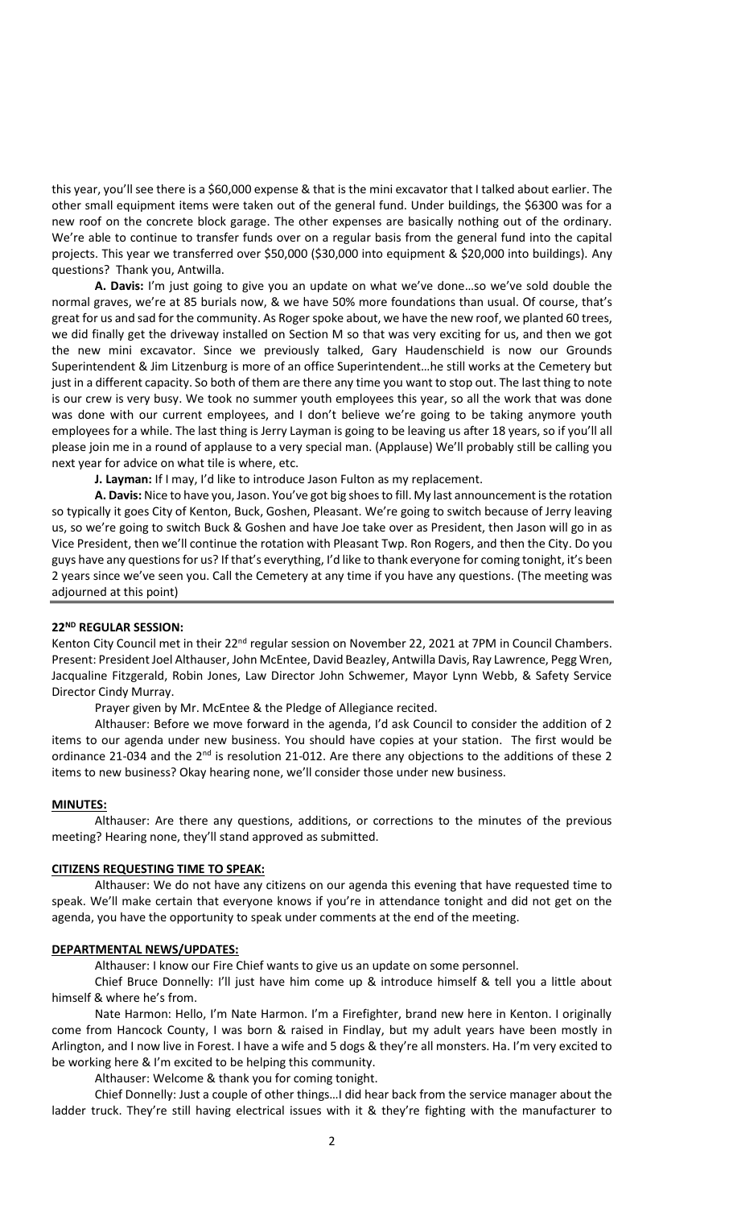this year, you'll see there is a $60,000 expense & that is the mini excavator that I talked about earlier. The other small equipment items were taken out of the general fund. Under buildings, the $6300 was for a new roof on the concrete block garage. The other expenses are basically nothing out of the ordinary. We're able to continue to transfer funds over on a regular basis from the general fund into the capital projects. This year we transferred over $50,000 ($30,000 into equipment & $20,000 into buildings). Any questions? Thank you, Antwilla.

**A. Davis:** I'm just going to give you an update on what we've done…so we've sold double the normal graves, we're at 85 burials now, & we have 50% more foundations than usual. Of course, that's great for us and sad for the community. As Roger spoke about, we have the new roof, we planted 60 trees, we did finally get the driveway installed on Section M so that was very exciting for us, and then we got the new mini excavator. Since we previously talked, Gary Haudenschield is now our Grounds Superintendent & Jim Litzenburg is more of an office Superintendent…he still works at the Cemetery but just in a different capacity. So both of them are there any time you want to stop out. The last thing to note is our crew is very busy. We took no summer youth employees this year, so all the work that was done was done with our current employees, and I don't believe we're going to be taking anymore youth employees for a while. The last thing is Jerry Layman is going to be leaving us after 18 years, so if you'll all please join me in a round of applause to a very special man. (Applause) We'll probably still be calling you next year for advice on what tile is where, etc.

**J. Layman:** If I may, I'd like to introduce Jason Fulton as my replacement.

**A. Davis:** Nice to have you, Jason. You've got big shoes to fill. My last announcement is the rotation so typically it goes City of Kenton, Buck, Goshen, Pleasant. We're going to switch because of Jerry leaving us, so we're going to switch Buck & Goshen and have Joe take over as President, then Jason will go in as Vice President, then we'll continue the rotation with Pleasant Twp. Ron Rogers, and then the City. Do you guys have any questions for us? If that's everything, I'd like to thank everyone for coming tonight, it's been 2 years since we've seen you. Call the Cemetery at any time if you have any questions. (The meeting was adjourned at this point)

---

#### 22ND REGULAR SESSION:

Kenton City Council met in their 22nd regular session on November 22, 2021 at 7PM in Council Chambers. Present: President Joel Althauser, John McEntee, David Beazley, Antwilla Davis, Ray Lawrence, Pegg Wren, Jacqualine Fitzgerald, Robin Jones, Law Director John Schwemer, Mayor Lynn Webb, & Safety Service Director Cindy Murray.

Prayer given by Mr. McEntee & the Pledge of Allegiance recited.

Althauser: Before we move forward in the agenda, I'd ask Council to consider the addition of 2 items to our agenda under new business. You should have copies at your station. The first would be ordinance 21-034 and the 2nd is resolution 21-012. Are there any objections to the additions of these 2 items to new business? Okay hearing none, we'll consider those under new business.

#### MINUTES:

Althauser: Are there any questions, additions, or corrections to the minutes of the previous meeting? Hearing none, they'll stand approved as submitted.

#### CITIZENS REQUESTING TIME TO SPEAK:

Althauser: We do not have any citizens on our agenda this evening that have requested time to speak. We'll make certain that everyone knows if you're in attendance tonight and did not get on the agenda, you have the opportunity to speak under comments at the end of the meeting.

#### DEPARTMENTAL NEWS/UPDATES:

Althauser: I know our Fire Chief wants to give us an update on some personnel.

Chief Bruce Donnelly: I'll just have him come up & introduce himself & tell you a little about himself & where he's from.

Nate Harmon: Hello, I'm Nate Harmon. I'm a Firefighter, brand new here in Kenton. I originally come from Hancock County, I was born & raised in Findlay, but my adult years have been mostly in Arlington, and I now live in Forest. I have a wife and 5 dogs & they're all monsters. Ha. I'm very excited to be working here & I'm excited to be helping this community.

Althauser: Welcome & thank you for coming tonight.

Chief Donnelly: Just a couple of other things…I did hear back from the service manager about the ladder truck. They're still having electrical issues with it & they're fighting with the manufacturer to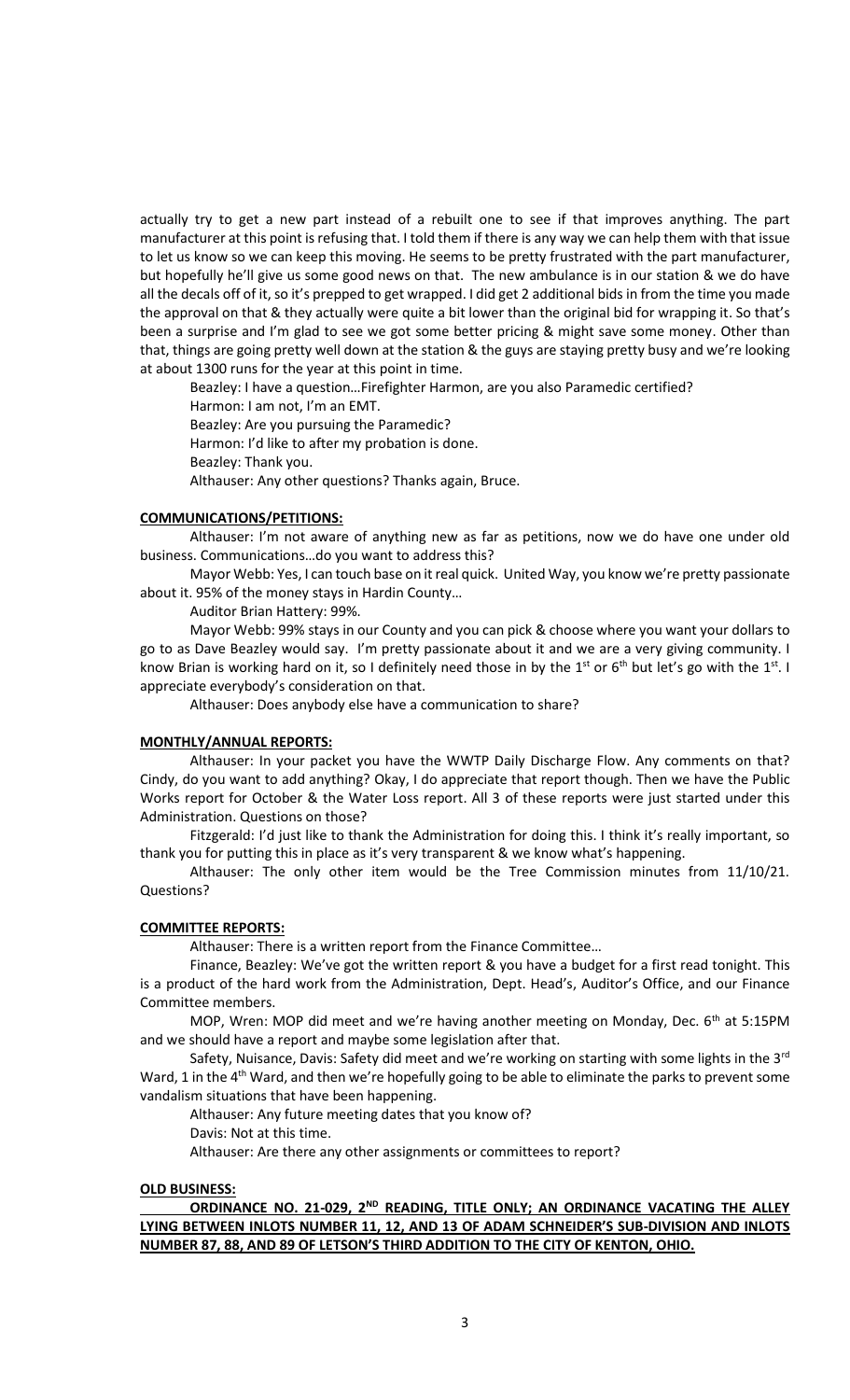actually try to get a new part instead of a rebuilt one to see if that improves anything. The part manufacturer at this point is refusing that. I told them if there is any way we can help them with that issue to let us know so we can keep this moving. He seems to be pretty frustrated with the part manufacturer, but hopefully he'll give us some good news on that. The new ambulance is in our station & we do have all the decals off of it, so it's prepped to get wrapped. I did get 2 additional bids in from the time you made the approval on that & they actually were quite a bit lower than the original bid for wrapping it. So that's been a surprise and I'm glad to see we got some better pricing & might save some money. Other than that, things are going pretty well down at the station & the guys are staying pretty busy and we're looking at about 1300 runs for the year at this point in time.

Beazley: I have a question…Firefighter Harmon, are you also Paramedic certified?

Harmon: I am not, I'm an EMT.

Beazley: Are you pursuing the Paramedic?

Harmon: I'd like to after my probation is done.

Beazley: Thank you.

Althauser: Any other questions? Thanks again, Bruce.

**COMMUNICATIONS/PETITIONS:**

Althauser: I'm not aware of anything new as far as petitions, now we do have one under old business. Communications…do you want to address this?

Mayor Webb: Yes, I can touch base on it real quick. United Way, you know we're pretty passionate about it. 95% of the money stays in Hardin County…

Auditor Brian Hattery: 99%.

Mayor Webb: 99% stays in our County and you can pick & choose where you want your dollars to go to as Dave Beazley would say. I'm pretty passionate about it and we are a very giving community. I know Brian is working hard on it, so I definitely need those in by the 1st or 6th but let's go with the 1st. I appreciate everybody's consideration on that.

Althauser: Does anybody else have a communication to share?

**MONTHLY/ANNUAL REPORTS:**

Althauser: In your packet you have the WWTP Daily Discharge Flow. Any comments on that? Cindy, do you want to add anything? Okay, I do appreciate that report though. Then we have the Public Works report for October & the Water Loss report. All 3 of these reports were just started under this Administration. Questions on those?

Fitzgerald: I'd just like to thank the Administration for doing this. I think it's really important, so thank you for putting this in place as it's very transparent & we know what's happening.

Althauser: The only other item would be the Tree Commission minutes from 11/10/21. Questions?

**COMMITTEE REPORTS:**

Althauser: There is a written report from the Finance Committee…

Finance, Beazley: We've got the written report & you have a budget for a first read tonight. This is a product of the hard work from the Administration, Dept. Head's, Auditor's Office, and our Finance Committee members.

MOP, Wren: MOP did meet and we're having another meeting on Monday, Dec. 6th at 5:15PM and we should have a report and maybe some legislation after that.

Safety, Nuisance, Davis: Safety did meet and we're working on starting with some lights in the 3rd Ward, 1 in the 4th Ward, and then we're hopefully going to be able to eliminate the parks to prevent some vandalism situations that have been happening.

Althauser: Any future meeting dates that you know of?

Davis: Not at this time.

Althauser: Are there any other assignments or committees to report?

**OLD BUSINESS:**

**ORDINANCE NO. 21-029, 2ND READING, TITLE ONLY; AN ORDINANCE VACATING THE ALLEY LYING BETWEEN INLOTS NUMBER 11, 12, AND 13 OF ADAM SCHNEIDER'S SUB-DIVISION AND INLOTS NUMBER 87, 88, AND 89 OF LETSON'S THIRD ADDITION TO THE CITY OF KENTON, OHIO.**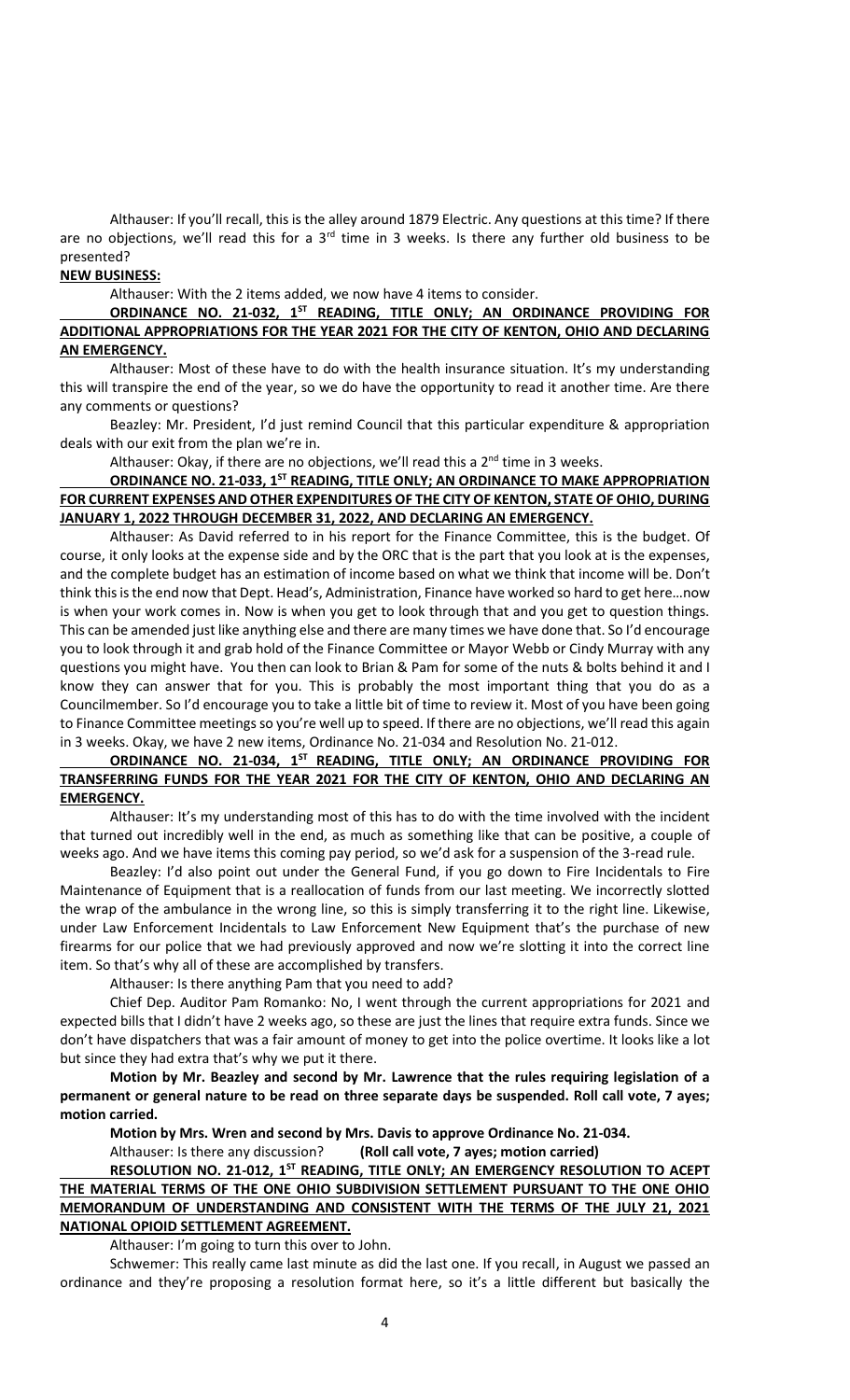Althauser: If you'll recall, this is the alley around 1879 Electric. Any questions at this time? If there are no objections, we'll read this for a 3rd time in 3 weeks. Is there any further old business to be presented?

**NEW BUSINESS:**

Althauser: With the 2 items added, we now have 4 items to consider.

**ORDINANCE NO. 21-032, 1ST READING, TITLE ONLY; AN ORDINANCE PROVIDING FOR ADDITIONAL APPROPRIATIONS FOR THE YEAR 2021 FOR THE CITY OF KENTON, OHIO AND DECLARING AN EMERGENCY.**

Althauser: Most of these have to do with the health insurance situation. It's my understanding this will transpire the end of the year, so we do have the opportunity to read it another time. Are there any comments or questions?

Beazley: Mr. President, I'd just remind Council that this particular expenditure & appropriation deals with our exit from the plan we're in.

Althauser: Okay, if there are no objections, we'll read this a 2nd time in 3 weeks.

**ORDINANCE NO. 21-033, 1ST READING, TITLE ONLY; AN ORDINANCE TO MAKE APPROPRIATION FOR CURRENT EXPENSES AND OTHER EXPENDITURES OF THE CITY OF KENTON, STATE OF OHIO, DURING JANUARY 1, 2022 THROUGH DECEMBER 31, 2022, AND DECLARING AN EMERGENCY.**

Althauser: As David referred to in his report for the Finance Committee, this is the budget. Of course, it only looks at the expense side and by the ORC that is the part that you look at is the expenses, and the complete budget has an estimation of income based on what we think that income will be. Don't think this is the end now that Dept. Head's, Administration, Finance have worked so hard to get here…now is when your work comes in. Now is when you get to look through that and you get to question things. This can be amended just like anything else and there are many times we have done that. So I'd encourage you to look through it and grab hold of the Finance Committee or Mayor Webb or Cindy Murray with any questions you might have. You then can look to Brian & Pam for some of the nuts & bolts behind it and I know they can answer that for you. This is probably the most important thing that you do as a Councilmember. So I'd encourage you to take a little bit of time to review it. Most of you have been going to Finance Committee meetings so you're well up to speed. If there are no objections, we'll read this again in 3 weeks. Okay, we have 2 new items, Ordinance No. 21-034 and Resolution No. 21-012.

**ORDINANCE NO. 21-034, 1ST READING, TITLE ONLY; AN ORDINANCE PROVIDING FOR TRANSFERRING FUNDS FOR THE YEAR 2021 FOR THE CITY OF KENTON, OHIO AND DECLARING AN EMERGENCY.**

Althauser: It's my understanding most of this has to do with the time involved with the incident that turned out incredibly well in the end, as much as something like that can be positive, a couple of weeks ago. And we have items this coming pay period, so we'd ask for a suspension of the 3-read rule.

Beazley: I'd also point out under the General Fund, if you go down to Fire Incidentals to Fire Maintenance of Equipment that is a reallocation of funds from our last meeting. We incorrectly slotted the wrap of the ambulance in the wrong line, so this is simply transferring it to the right line. Likewise, under Law Enforcement Incidentals to Law Enforcement New Equipment that's the purchase of new firearms for our police that we had previously approved and now we're slotting it into the correct line item. So that's why all of these are accomplished by transfers.

Althauser: Is there anything Pam that you need to add?

Chief Dep. Auditor Pam Romanko: No, I went through the current appropriations for 2021 and expected bills that I didn't have 2 weeks ago, so these are just the lines that require extra funds. Since we don't have dispatchers that was a fair amount of money to get into the police overtime. It looks like a lot but since they had extra that's why we put it there.

**Motion by Mr. Beazley and second by Mr. Lawrence that the rules requiring legislation of a permanent or general nature to be read on three separate days be suspended. Roll call vote, 7 ayes; motion carried.**

**Motion by Mrs. Wren and second by Mrs. Davis to approve Ordinance No. 21-034.**

Althauser: Is there any discussion? **(Roll call vote, 7 ayes; motion carried)**

**RESOLUTION NO. 21-012, 1ST READING, TITLE ONLY; AN EMERGENCY RESOLUTION TO ACEPT THE MATERIAL TERMS OF THE ONE OHIO SUBDIVISION SETTLEMENT PURSUANT TO THE ONE OHIO MEMORANDUM OF UNDERSTANDING AND CONSISTENT WITH THE TERMS OF THE JULY 21, 2021 NATIONAL OPIOID SETTLEMENT AGREEMENT.**

Althauser: I'm going to turn this over to John.

Schwemer: This really came last minute as did the last one. If you recall, in August we passed an ordinance and they're proposing a resolution format here, so it's a little different but basically the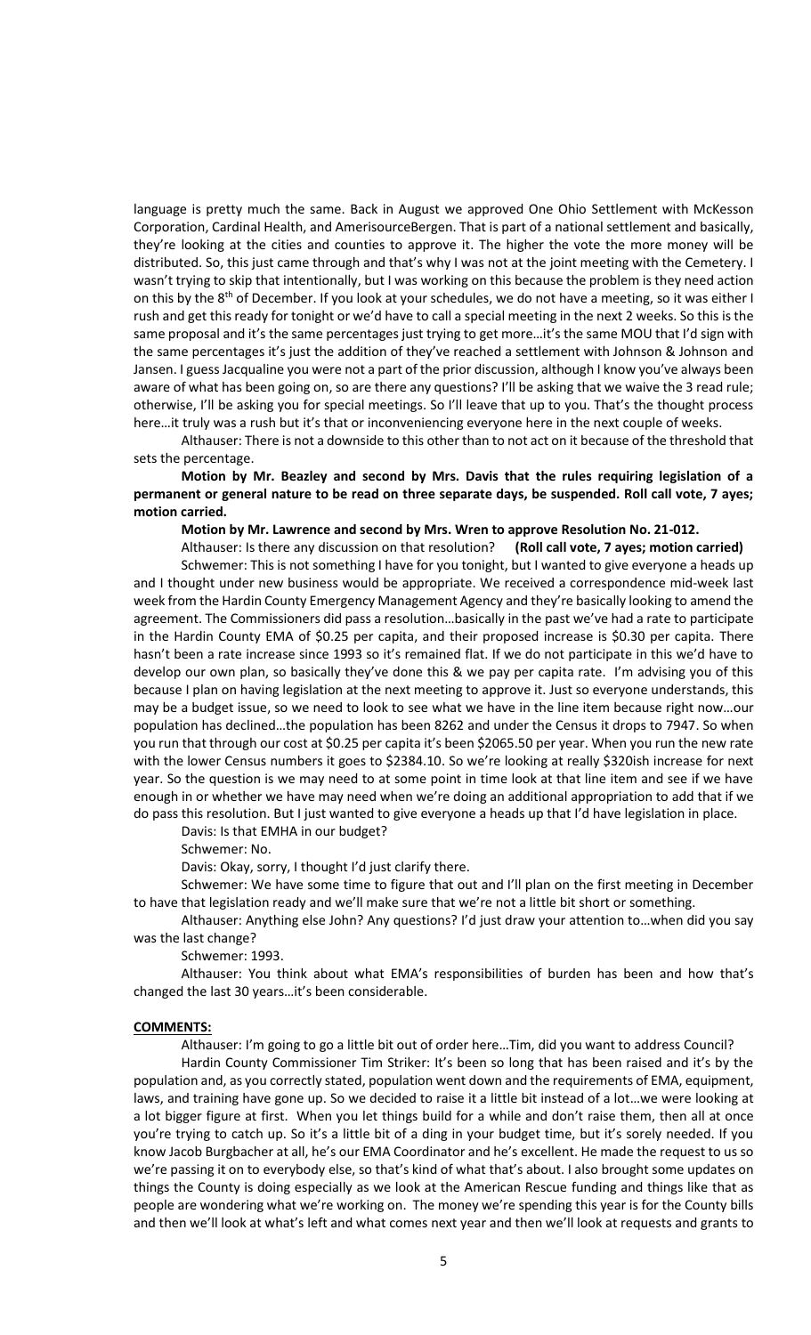language is pretty much the same. Back in August we approved One Ohio Settlement with McKesson Corporation, Cardinal Health, and AmerisourceBergen. That is part of a national settlement and basically, they're looking at the cities and counties to approve it. The higher the vote the more money will be distributed. So, this just came through and that's why I was not at the joint meeting with the Cemetery. I wasn't trying to skip that intentionally, but I was working on this because the problem is they need action on this by the 8th of December. If you look at your schedules, we do not have a meeting, so it was either I rush and get this ready for tonight or we'd have to call a special meeting in the next 2 weeks. So this is the same proposal and it's the same percentages just trying to get more…it's the same MOU that I'd sign with the same percentages it's just the addition of they've reached a settlement with Johnson & Johnson and Jansen. I guess Jacqualine you were not a part of the prior discussion, although I know you've always been aware of what has been going on, so are there any questions? I'll be asking that we waive the 3 read rule; otherwise, I'll be asking you for special meetings. So I'll leave that up to you. That's the thought process here…it truly was a rush but it's that or inconveniencing everyone here in the next couple of weeks.

Althauser: There is not a downside to this other than to not act on it because of the threshold that sets the percentage.

**Motion by Mr. Beazley and second by Mrs. Davis that the rules requiring legislation of a permanent or general nature to be read on three separate days, be suspended. Roll call vote, 7 ayes; motion carried.**

**Motion by Mr. Lawrence and second by Mrs. Wren to approve Resolution No. 21-012.**

Althauser: Is there any discussion on that resolution? **(Roll call vote, 7 ayes; motion carried)**

Schwemer: This is not something I have for you tonight, but I wanted to give everyone a heads up and I thought under new business would be appropriate. We received a correspondence mid-week last week from the Hardin County Emergency Management Agency and they're basically looking to amend the agreement. The Commissioners did pass a resolution…basically in the past we've had a rate to participate in the Hardin County EMA of $0.25 per capita, and their proposed increase is $0.30 per capita. There hasn't been a rate increase since 1993 so it's remained flat. If we do not participate in this we'd have to develop our own plan, so basically they've done this & we pay per capita rate. I'm advising you of this because I plan on having legislation at the next meeting to approve it. Just so everyone understands, this may be a budget issue, so we need to look to see what we have in the line item because right now…our population has declined…the population has been 8262 and under the Census it drops to 7947. So when you run that through our cost at $0.25 per capita it's been $2065.50 per year. When you run the new rate with the lower Census numbers it goes to $2384.10. So we're looking at really $320ish increase for next year. So the question is we may need to at some point in time look at that line item and see if we have enough in or whether we have may need when we're doing an additional appropriation to add that if we do pass this resolution. But I just wanted to give everyone a heads up that I'd have legislation in place.

Davis: Is that EMHA in our budget?

Schwemer: No.

Davis: Okay, sorry, I thought I'd just clarify there.

Schwemer: We have some time to figure that out and I'll plan on the first meeting in December to have that legislation ready and we'll make sure that we're not a little bit short or something.

Althauser: Anything else John? Any questions? I'd just draw your attention to…when did you say was the last change?

Schwemer: 1993.

Althauser: You think about what EMA's responsibilities of burden has been and how that's changed the last 30 years…it's been considerable.

**COMMENTS:**

Althauser: I'm going to go a little bit out of order here…Tim, did you want to address Council?

Hardin County Commissioner Tim Striker: It's been so long that has been raised and it's by the population and, as you correctly stated, population went down and the requirements of EMA, equipment, laws, and training have gone up. So we decided to raise it a little bit instead of a lot…we were looking at a lot bigger figure at first. When you let things build for a while and don't raise them, then all at once you're trying to catch up. So it's a little bit of a ding in your budget time, but it's sorely needed. If you know Jacob Burgbacher at all, he's our EMA Coordinator and he's excellent. He made the request to us so we're passing it on to everybody else, so that's kind of what that's about. I also brought some updates on things the County is doing especially as we look at the American Rescue funding and things like that as people are wondering what we're working on. The money we're spending this year is for the County bills and then we'll look at what's left and what comes next year and then we'll look at requests and grants to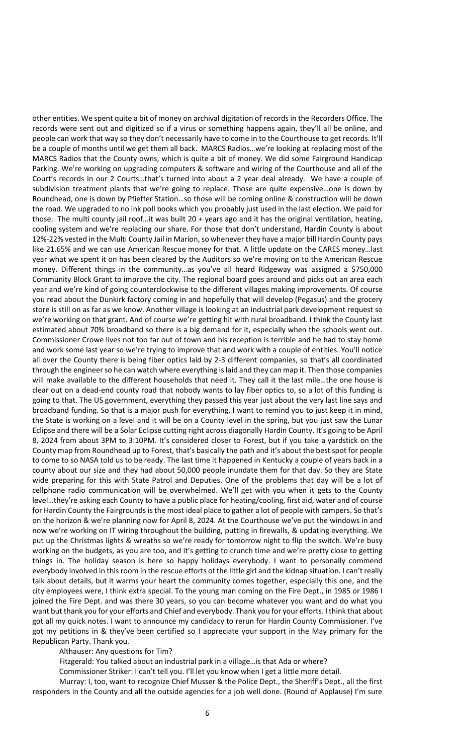other entities. We spent quite a bit of money on archival digitation of records in the Recorders Office. The records were sent out and digitized so if a virus or something happens again, they'll all be online, and people can work that way so they don't necessarily have to come in to the Courthouse to get records. It'll be a couple of months until we get them all back. MARCS Radios…we're looking at replacing most of the MARCS Radios that the County owns, which is quite a bit of money. We did some Fairground Handicap Parking. We're working on upgrading computers & software and wiring of the Courthouse and all of the Court's records in our 2 Courts…that's turned into about a 2 year deal already. We have a couple of subdivision treatment plants that we're going to replace. Those are quite expensive…one is down by Roundhead, one is down by Pfieffer Station…so those will be coming online & construction will be down the road. We upgraded to no ink poll books which you probably just used in the last election. We paid for those. The multi county jail roof…it was built 20 + years ago and it has the original ventilation, heating, cooling system and we're replacing our share. For those that don't understand, Hardin County is about 12%-22% vested in the Multi County Jail in Marion, so whenever they have a major bill Hardin County pays like 21.65% and we can use American Rescue money for that. A little update on the CARES money…last year what we spent it on has been cleared by the Auditors so we're moving on to the American Rescue money. Different things in the community…as you've all heard Ridgeway was assigned a $750,000 Community Block Grant to improve the city. The regional board goes around and picks out an area each year and we're kind of going counterclockwise to the different villages making improvements. Of course you read about the Dunkirk factory coming in and hopefully that will develop (Pegasus) and the grocery store is still on as far as we know. Another village is looking at an industrial park development request so we're working on that grant. And of course we're getting hit with rural broadband. I think the County last estimated about 70% broadband so there is a big demand for it, especially when the schools went out. Commissioner Crowe lives not too far out of town and his reception is terrible and he had to stay home and work some last year so we're trying to improve that and work with a couple of entities. You'll notice all over the County there is being fiber optics laid by 2-3 different companies, so that's all coordinated through the engineer so he can watch where everything is laid and they can map it. Then those companies will make available to the different households that need it. They call it the last mile…the one house is clear out on a dead-end county road that nobody wants to lay fiber optics to, so a lot of this funding is going to that. The US government, everything they passed this year just about the very last line says and broadband funding. So that is a major push for everything. I want to remind you to just keep it in mind, the State is working on a level and it will be on a County level in the spring, but you just saw the Lunar Eclipse and there will be a Solar Eclipse cutting right across diagonally Hardin County. It's going to be April 8, 2024 from about 3PM to 3:10PM. It's considered closer to Forest, but if you take a yardstick on the County map from Roundhead up to Forest, that's basically the path and it's about the best spot for people to come to so NASA told us to be ready. The last time it happened in Kentucky a couple of years back in a county about our size and they had about 50,000 people inundate them for that day. So they are State wide preparing for this with State Patrol and Deputies. One of the problems that day will be a lot of cellphone radio communication will be overwhelmed. We'll get with you when it gets to the County level…they're asking each County to have a public place for heating/cooling, first aid, water and of course for Hardin County the Fairgrounds is the most ideal place to gather a lot of people with campers. So that's on the horizon & we're planning now for April 8, 2024. At the Courthouse we've put the windows in and now we're working on IT wiring throughout the building, putting in firewalls, & updating everything. We put up the Christmas lights & wreaths so we're ready for tomorrow night to flip the switch. We're busy working on the budgets, as you are too, and it's getting to crunch time and we're pretty close to getting things in. The holiday season is here so happy holidays everybody. I want to personally commend everybody involved in this room in the rescue efforts of the little girl and the kidnap situation. I can't really talk about details, but it warms your heart the community comes together, especially this one, and the city employees were, I think extra special. To the young man coming on the Fire Dept., in 1985 or 1986 I joined the Fire Dept. and was there 30 years, so you can become whatever you want and do what you want but thank you for your efforts and Chief and everybody. Thank you for your efforts. I think that about got all my quick notes. I want to announce my candidacy to rerun for Hardin County Commissioner. I've got my petitions in & they've been certified so I appreciate your support in the May primary for the Republican Party. Thank you.

Althauser: Any questions for Tim?

Fitzgerald: You talked about an industrial park in a village…is that Ada or where?

Commissioner Striker: I can't tell you. I'll let you know when I get a little more detail.

Murray: I, too, want to recognize Chief Musser & the Police Dept., the Sheriff's Dept., all the first responders in the County and all the outside agencies for a job well done. (Round of Applause) I'm sure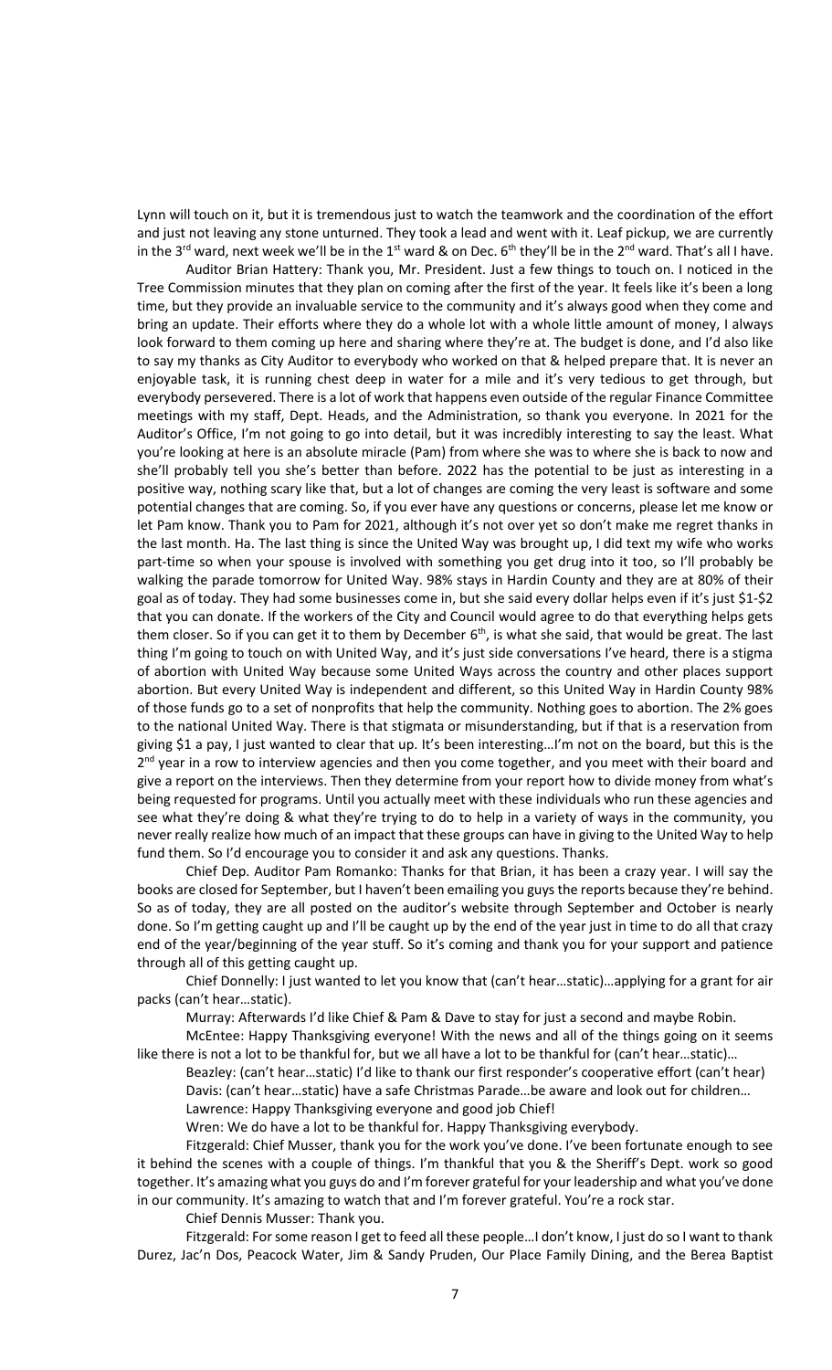Lynn will touch on it, but it is tremendous just to watch the teamwork and the coordination of the effort and just not leaving any stone unturned. They took a lead and went with it. Leaf pickup, we are currently in the 3rd ward, next week we'll be in the 1st ward & on Dec. 6th they'll be in the 2nd ward. That's all I have.

Auditor Brian Hattery: Thank you, Mr. President. Just a few things to touch on. I noticed in the Tree Commission minutes that they plan on coming after the first of the year. It feels like it's been a long time, but they provide an invaluable service to the community and it's always good when they come and bring an update. Their efforts where they do a whole lot with a whole little amount of money, I always look forward to them coming up here and sharing where they're at. The budget is done, and I'd also like to say my thanks as City Auditor to everybody who worked on that & helped prepare that. It is never an enjoyable task, it is running chest deep in water for a mile and it's very tedious to get through, but everybody persevered. There is a lot of work that happens even outside of the regular Finance Committee meetings with my staff, Dept. Heads, and the Administration, so thank you everyone. In 2021 for the Auditor's Office, I'm not going to go into detail, but it was incredibly interesting to say the least. What you're looking at here is an absolute miracle (Pam) from where she was to where she is back to now and she'll probably tell you she's better than before. 2022 has the potential to be just as interesting in a positive way, nothing scary like that, but a lot of changes are coming the very least is software and some potential changes that are coming. So, if you ever have any questions or concerns, please let me know or let Pam know. Thank you to Pam for 2021, although it's not over yet so don't make me regret thanks in the last month. Ha. The last thing is since the United Way was brought up, I did text my wife who works part-time so when your spouse is involved with something you get drug into it too, so I'll probably be walking the parade tomorrow for United Way. 98% stays in Hardin County and they are at 80% of their goal as of today. They had some businesses come in, but she said every dollar helps even if it's just $1-$2 that you can donate. If the workers of the City and Council would agree to do that everything helps gets them closer. So if you can get it to them by December 6th, is what she said, that would be great. The last thing I'm going to touch on with United Way, and it's just side conversations I've heard, there is a stigma of abortion with United Way because some United Ways across the country and other places support abortion. But every United Way is independent and different, so this United Way in Hardin County 98% of those funds go to a set of nonprofits that help the community. Nothing goes to abortion. The 2% goes to the national United Way. There is that stigmata or misunderstanding, but if that is a reservation from giving $1 a pay, I just wanted to clear that up. It's been interesting…I'm not on the board, but this is the 2nd year in a row to interview agencies and then you come together, and you meet with their board and give a report on the interviews. Then they determine from your report how to divide money from what's being requested for programs. Until you actually meet with these individuals who run these agencies and see what they're doing & what they're trying to do to help in a variety of ways in the community, you never really realize how much of an impact that these groups can have in giving to the United Way to help fund them. So I'd encourage you to consider it and ask any questions. Thanks.

Chief Dep. Auditor Pam Romanko: Thanks for that Brian, it has been a crazy year. I will say the books are closed for September, but I haven't been emailing you guys the reports because they're behind. So as of today, they are all posted on the auditor's website through September and October is nearly done. So I'm getting caught up and I'll be caught up by the end of the year just in time to do all that crazy end of the year/beginning of the year stuff. So it's coming and thank you for your support and patience through all of this getting caught up.

Chief Donnelly: I just wanted to let you know that (can't hear…static)…applying for a grant for air packs (can't hear…static).

Murray: Afterwards I'd like Chief & Pam & Dave to stay for just a second and maybe Robin.

McEntee: Happy Thanksgiving everyone! With the news and all of the things going on it seems like there is not a lot to be thankful for, but we all have a lot to be thankful for (can't hear…static)…

Beazley: (can't hear…static) I'd like to thank our first responder's cooperative effort (can't hear)

Davis: (can't hear…static) have a safe Christmas Parade…be aware and look out for children…

Lawrence: Happy Thanksgiving everyone and good job Chief!

Wren: We do have a lot to be thankful for. Happy Thanksgiving everybody.

Fitzgerald: Chief Musser, thank you for the work you've done. I've been fortunate enough to see it behind the scenes with a couple of things. I'm thankful that you & the Sheriff's Dept. work so good together. It's amazing what you guys do and I'm forever grateful for your leadership and what you've done in our community. It's amazing to watch that and I'm forever grateful. You're a rock star.

Chief Dennis Musser: Thank you.

Fitzgerald: For some reason I get to feed all these people…I don't know, I just do so I want to thank Durez, Jac'n Dos, Peacock Water, Jim & Sandy Pruden, Our Place Family Dining, and the Berea Baptist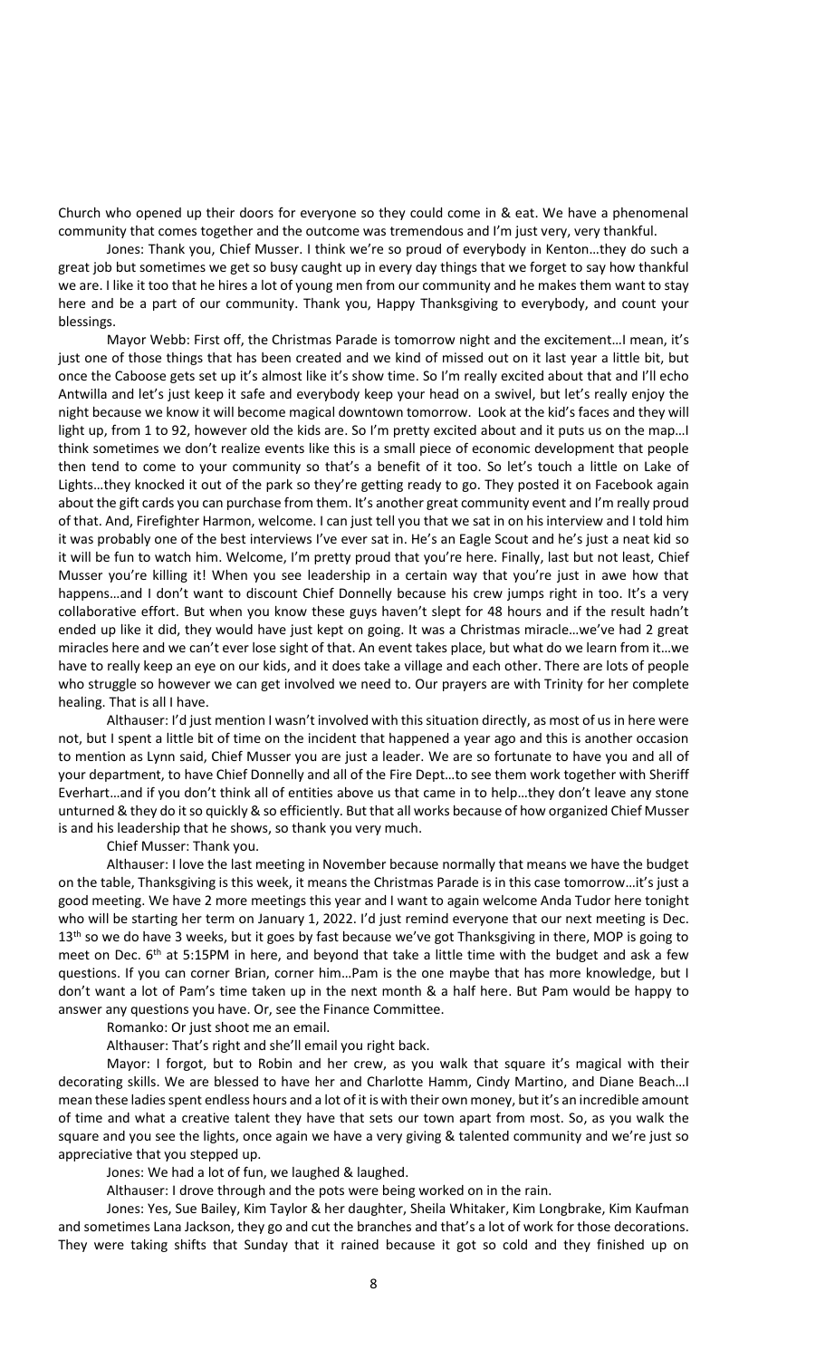Church who opened up their doors for everyone so they could come in & eat. We have a phenomenal community that comes together and the outcome was tremendous and I'm just very, very thankful.

Jones: Thank you, Chief Musser. I think we're so proud of everybody in Kenton…they do such a great job but sometimes we get so busy caught up in every day things that we forget to say how thankful we are. I like it too that he hires a lot of young men from our community and he makes them want to stay here and be a part of our community. Thank you, Happy Thanksgiving to everybody, and count your blessings.

Mayor Webb: First off, the Christmas Parade is tomorrow night and the excitement…I mean, it's just one of those things that has been created and we kind of missed out on it last year a little bit, but once the Caboose gets set up it's almost like it's show time. So I'm really excited about that and I'll echo Antwilla and let's just keep it safe and everybody keep your head on a swivel, but let's really enjoy the night because we know it will become magical downtown tomorrow. Look at the kid's faces and they will light up, from 1 to 92, however old the kids are. So I'm pretty excited about and it puts us on the map…I think sometimes we don't realize events like this is a small piece of economic development that people then tend to come to your community so that's a benefit of it too. So let's touch a little on Lake of Lights…they knocked it out of the park so they're getting ready to go. They posted it on Facebook again about the gift cards you can purchase from them. It's another great community event and I'm really proud of that. And, Firefighter Harmon, welcome. I can just tell you that we sat in on his interview and I told him it was probably one of the best interviews I've ever sat in. He's an Eagle Scout and he's just a neat kid so it will be fun to watch him. Welcome, I'm pretty proud that you're here. Finally, last but not least, Chief Musser you're killing it! When you see leadership in a certain way that you're just in awe how that happens…and I don't want to discount Chief Donnelly because his crew jumps right in too. It's a very collaborative effort. But when you know these guys haven't slept for 48 hours and if the result hadn't ended up like it did, they would have just kept on going. It was a Christmas miracle…we've had 2 great miracles here and we can't ever lose sight of that. An event takes place, but what do we learn from it…we have to really keep an eye on our kids, and it does take a village and each other. There are lots of people who struggle so however we can get involved we need to. Our prayers are with Trinity for her complete healing. That is all I have.

Althauser: I'd just mention I wasn't involved with this situation directly, as most of us in here were not, but I spent a little bit of time on the incident that happened a year ago and this is another occasion to mention as Lynn said, Chief Musser you are just a leader. We are so fortunate to have you and all of your department, to have Chief Donnelly and all of the Fire Dept…to see them work together with Sheriff Everhart…and if you don't think all of entities above us that came in to help…they don't leave any stone unturned & they do it so quickly & so efficiently. But that all works because of how organized Chief Musser is and his leadership that he shows, so thank you very much.

Chief Musser: Thank you.

Althauser: I love the last meeting in November because normally that means we have the budget on the table, Thanksgiving is this week, it means the Christmas Parade is in this case tomorrow…it's just a good meeting. We have 2 more meetings this year and I want to again welcome Anda Tudor here tonight who will be starting her term on January 1, 2022. I'd just remind everyone that our next meeting is Dec. 13th so we do have 3 weeks, but it goes by fast because we've got Thanksgiving in there, MOP is going to meet on Dec. 6th at 5:15PM in here, and beyond that take a little time with the budget and ask a few questions. If you can corner Brian, corner him…Pam is the one maybe that has more knowledge, but I don't want a lot of Pam's time taken up in the next month & a half here. But Pam would be happy to answer any questions you have. Or, see the Finance Committee.

Romanko: Or just shoot me an email.

Althauser: That's right and she'll email you right back.

Mayor: I forgot, but to Robin and her crew, as you walk that square it's magical with their decorating skills. We are blessed to have her and Charlotte Hamm, Cindy Martino, and Diane Beach…I mean these ladies spent endless hours and a lot of it is with their own money, but it's an incredible amount of time and what a creative talent they have that sets our town apart from most. So, as you walk the square and you see the lights, once again we have a very giving & talented community and we're just so appreciative that you stepped up.

Jones: We had a lot of fun, we laughed & laughed.

Althauser: I drove through and the pots were being worked on in the rain.

Jones: Yes, Sue Bailey, Kim Taylor & her daughter, Sheila Whitaker, Kim Longbrake, Kim Kaufman and sometimes Lana Jackson, they go and cut the branches and that's a lot of work for those decorations. They were taking shifts that Sunday that it rained because it got so cold and they finished up on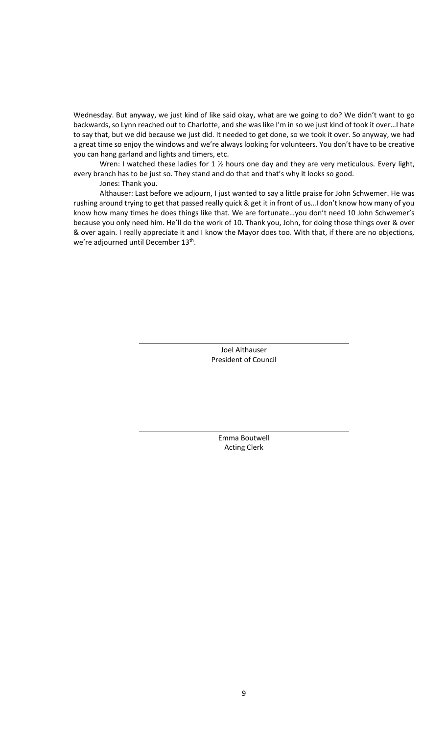Wednesday. But anyway, we just kind of like said okay, what are we going to do? We didn't want to go backwards, so Lynn reached out to Charlotte, and she was like I'm in so we just kind of took it over…I hate to say that, but we did because we just did. It needed to get done, so we took it over. So anyway, we had a great time so enjoy the windows and we're always looking for volunteers. You don't have to be creative you can hang garland and lights and timers, etc.

Wren: I watched these ladies for 1 ½ hours one day and they are very meticulous. Every light, every branch has to be just so. They stand and do that and that's why it looks so good.

Jones: Thank you.

Althauser: Last before we adjourn, I just wanted to say a little praise for John Schwemer. He was rushing around trying to get that passed really quick & get it in front of us…I don't know how many of you know how many times he does things like that. We are fortunate…you don't need 10 John Schwemer's because you only need him. He'll do the work of 10. Thank you, John, for doing those things over & over & over again. I really appreciate it and I know the Mayor does too. With that, if there are no objections, we're adjourned until December 13th.

---

Joel Althauser
President of Council

---

Emma Boutwell
Acting Clerk